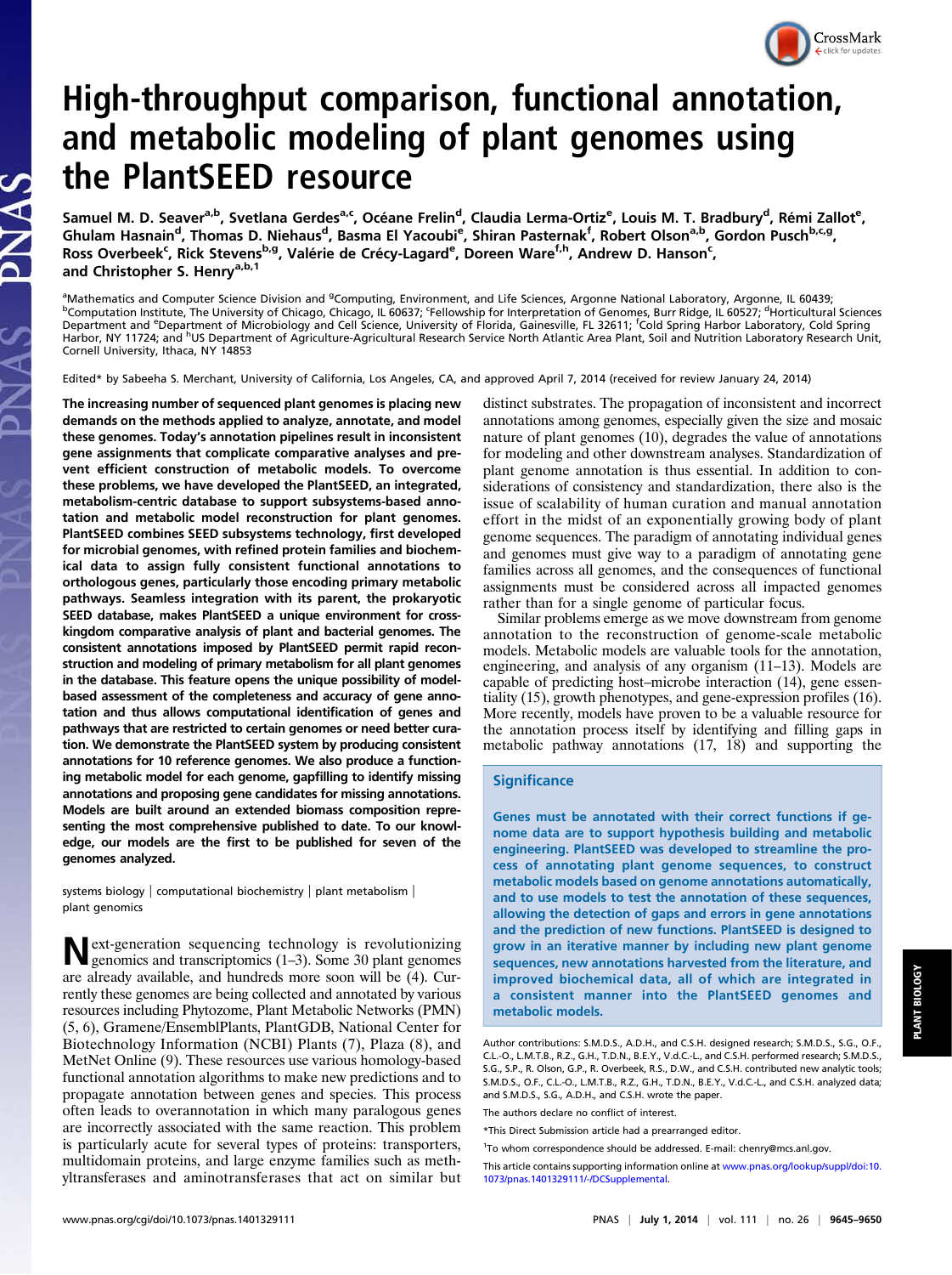# High-throughput comparison, functional annotation, and metabolic modeling of plant genomes using the PlantSEED resource

Samuel M. D. Seaver[a,b], Svetlana Gerdes[a,c], Océane Frelin[d], Claudia Lerma-Ortiz[e], Louis M. T. Bradbury[d], Rémi Zallot[e], Ghulam Hasnain[d], Thomas D. Niehaus[d], Basma El Yacoubi[e], Shiran Pasternak[f], Robert Olson[a,b], Gordon Pusch[b,c,g], Ross Overbeek[c], Rick Stevens[b,g], Valérie de Crécy-Lagard[e], Doreen Ware[f,h], Andrew D. Hanson[c], and Christopher S. Henry[a,b,1]

[a]Mathematics and Computer Science Division and [g]Computing, Environment, and Life Sciences, Argonne National Laboratory, Argonne, IL 60439; [b]Computation Institute, The University of Chicago, Chicago, IL 60637; [c]Fellowship for Interpretation of Genomes, Burr Ridge, IL 60527; [d]Horticultural Sciences Department and [e]Department of Microbiology and Cell Science, University of Florida, Gainesville, FL 32611; [f]Cold Spring Harbor Laboratory, Cold Spring Harbor, NY 11724; and [h]US Department of Agriculture-Agricultural Research Service North Atlantic Area Plant, Soil and Nutrition Laboratory Research Unit, Cornell University, Ithaca, NY 14853

Edited* by Sabeeha S. Merchant, University of California, Los Angeles, CA, and approved April 7, 2014 (received for review January 24, 2014)

**The increasing number of sequenced plant genomes is placing new demands on the methods applied to analyze, annotate, and model these genomes. Today's annotation pipelines result in inconsistent gene assignments that complicate comparative analyses and prevent efficient construction of metabolic models. To overcome these problems, we have developed the PlantSEED, an integrated, metabolism-centric database to support subsystems-based annotation and metabolic model reconstruction for plant genomes. PlantSEED combines SEED subsystems technology, first developed for microbial genomes, with refined protein families and biochemical data to assign fully consistent functional annotations to orthologous genes, particularly those encoding primary metabolic pathways. Seamless integration with its parent, the prokaryotic SEED database, makes PlantSEED a unique environment for cross-kingdom comparative analysis of plant and bacterial genomes. The consistent annotations imposed by PlantSEED permit rapid reconstruction and modeling of primary metabolism for all plant genomes in the database. This feature opens the unique possibility of model-based assessment of the completeness and accuracy of gene annotation and thus allows computational identification of genes and pathways that are restricted to certain genomes or need better curation. We demonstrate the PlantSEED system by producing consistent annotations for 10 reference genomes. We also produce a functioning metabolic model for each genome, gapfilling to identify missing annotations and proposing gene candidates for missing annotations. Models are built around an extended biomass composition representing the most comprehensive published to date. To our knowledge, our models are the first to be published for seven of the genomes analyzed.**

systems biology | computational biochemistry | plant metabolism | plant genomics

Next-generation sequencing technology is revolutionizing genomics and transcriptomics (1–3). Some 30 plant genomes are already available, and hundreds more soon will be (4). Currently these genomes are being collected and annotated by various resources including Phytozome, Plant Metabolic Networks (PMN) (5, 6), Gramene/EnsemblPlants, PlantGDB, National Center for Biotechnology Information (NCBI) Plants (7), Plaza (8), and MetNet Online (9). These resources use various homology-based functional annotation algorithms to make new predictions and to propagate annotation between genes and species. This process often leads to overannotation in which many paralogous genes are incorrectly associated with the same reaction. This problem is particularly acute for several types of proteins: transporters, multidomain proteins, and large enzyme families such as methyltransferases and aminotransferases that act on similar but distinct substrates. The propagation of inconsistent and incorrect annotations among genomes, especially given the size and mosaic nature of plant genomes (10), degrades the value of annotations for modeling and other downstream analyses. Standardization of plant genome annotation is thus essential. In addition to considerations of consistency and standardization, there also is the issue of scalability of human curation and manual annotation effort in the midst of an exponentially growing body of plant genome sequences. The paradigm of annotating individual genes and genomes must give way to a paradigm of annotating gene families across all genomes, and the consequences of functional assignments must be considered across all impacted genomes rather than for a single genome of particular focus.

Similar problems emerge as we move downstream from genome annotation to the reconstruction of genome-scale metabolic models. Metabolic models are valuable tools for the annotation, engineering, and analysis of any organism (11–13). Models are capable of predicting host–microbe interaction (14), gene essentiality (15), growth phenotypes, and gene-expression profiles (16). More recently, models have proven to be a valuable resource for the annotation process itself by identifying and filling gaps in metabolic pathway annotations (17, 18) and supporting the

## Significance

Genes must be annotated with their correct functions if genome data are to support hypothesis building and metabolic engineering. PlantSEED was developed to streamline the process of annotating plant genome sequences, to construct metabolic models based on genome annotations automatically, and to use models to test the annotation of these sequences, allowing the detection of gaps and errors in gene annotations and the prediction of new functions. PlantSEED is designed to grow in an iterative manner by including new plant genome sequences, new annotations harvested from the literature, and improved biochemical data, all of which are integrated in a consistent manner into the PlantSEED genomes and metabolic models.

Author contributions: S.M.D.S., A.D.H., and C.S.H. designed research; S.M.D.S., S.G., O.F., C.L.-O., L.M.T.B., R.Z., G.H., T.D.N., B.E.Y., V.d.C.-L., and C.S.H. performed research; S.M.D.S., S.G., S.P., R. Olson, G.P., R. Overbeek, R.S., D.W., and C.S.H. contributed new analytic tools; S.M.D.S., O.F., C.L.-O., L.M.T.B., R.Z., G.H., T.D.N., B.E.Y., V.d.C.-L., and C.S.H. analyzed data; and S.M.D.S., S.G., A.D.H., and C.S.H. wrote the paper.

The authors declare no conflict of interest.

*This Direct Submission article had a prearranged editor.

[1]To whom correspondence should be addressed. E-mail: chenry@mcs.anl.gov.

This article contains supporting information online at www.pnas.org/lookup/suppl/doi:10.1073/pnas.1401329111/-/DCSupplemental.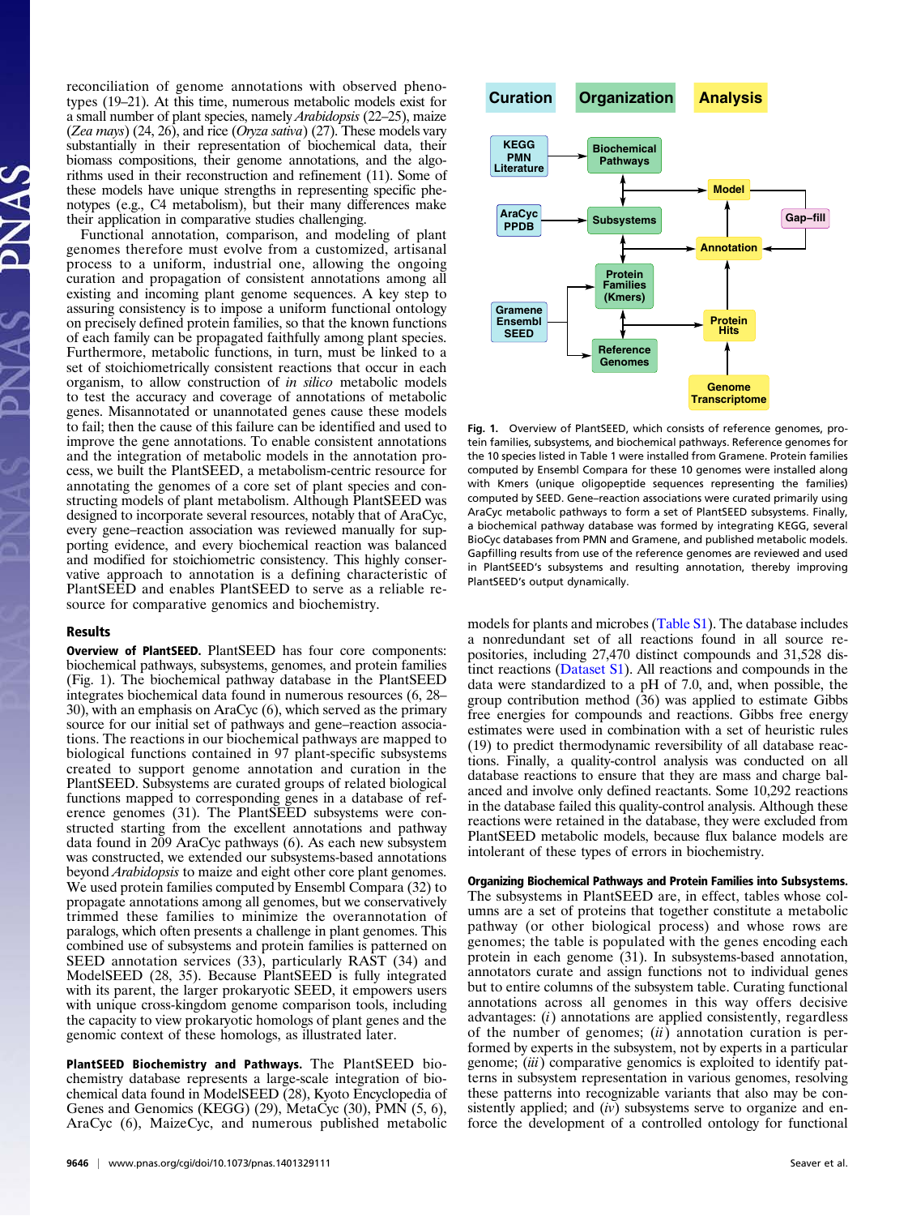reconciliation of genome annotations with observed phenotypes (19–21). At this time, numerous metabolic models exist for a small number of plant species, namely *Arabidopsis* (22–25), maize (*Zea mays*) (24, 26), and rice (*Oryza sativa*) (27). These models vary substantially in their representation of biochemical data, their biomass compositions, their genome annotations, and the algorithms used in their reconstruction and refinement (11). Some of these models have unique strengths in representing specific phenotypes (e.g., C4 metabolism), but their many differences make their application in comparative studies challenging.

Functional annotation, comparison, and modeling of plant genomes therefore must evolve from a customized, artisanal process to a uniform, industrial one, allowing the ongoing curation and propagation of consistent annotations among all existing and incoming plant genome sequences. A key step to assuring consistency is to impose a uniform functional ontology on precisely defined protein families, so that the known functions of each family can be propagated faithfully among plant species. Furthermore, metabolic functions, in turn, must be linked to a set of stoichiometrically consistent reactions that occur in each organism, to allow construction of *in silico* metabolic models to test the accuracy and coverage of annotations of metabolic genes. Misannotated or unannotated genes cause these models to fail; then the cause of this failure can be identified and used to improve the gene annotations. To enable consistent annotations and the integration of metabolic models in the annotation process, we built the PlantSEED, a metabolism-centric resource for annotating the genomes of a core set of plant species and constructing models of plant metabolism. Although PlantSEED was designed to incorporate several resources, notably that of AraCyc, every gene–reaction association was reviewed manually for supporting evidence, and every biochemical reaction was balanced and modified for stoichiometric consistency. This highly conservative approach to annotation is a defining characteristic of PlantSEED and enables PlantSEED to serve as a reliable resource for comparative genomics and biochemistry.

## Results

**Overview of PlantSEED.** PlantSEED has four core components: biochemical pathways, subsystems, genomes, and protein families (Fig. 1). The biochemical pathway database in the PlantSEED integrates biochemical data found in numerous resources (6, 28–30), with an emphasis on AraCyc (6), which served as the primary source for our initial set of pathways and gene–reaction associations. The reactions in our biochemical pathways are mapped to biological functions contained in 97 plant-specific subsystems created to support genome annotation and curation in the PlantSEED. Subsystems are curated groups of related biological functions mapped to corresponding genes in a database of reference genomes (31). The PlantSEED subsystems were constructed starting from the excellent annotations and pathway data found in 209 AraCyc pathways (6). As each new subsystem was constructed, we extended our subsystems-based annotations beyond *Arabidopsis* to maize and eight other core plant genomes. We used protein families computed by Ensembl Compara (32) to propagate annotations among all genomes, but we conservatively trimmed these families to minimize the overannotation of paralogs, which often presents a challenge in plant genomes. This combined use of subsystems and protein families is patterned on SEED annotation services (33), particularly RAST (34) and ModelSEED (28, 35). Because PlantSEED is fully integrated with its parent, the larger prokaryotic SEED, it empowers users with unique cross-kingdom genome comparison tools, including the capacity to view prokaryotic homologs of plant genes and the genomic context of these homologs, as illustrated later.

**PlantSEED Biochemistry and Pathways.** The PlantSEED biochemistry database represents a large-scale integration of biochemical data found in ModelSEED (28), Kyoto Encyclopedia of Genes and Genomics (KEGG) (29), MetaCyc (30), PMN (5, 6), AraCyc (6), MaizeCyc, and numerous published metabolic models for plants and microbes (Table S1). The database includes a nonredundant set of all reactions found in all source repositories, including 27,470 distinct compounds and 31,528 distinct reactions (Dataset S1). All reactions and compounds in the data were standardized to a pH of 7.0, and, when possible, the group contribution method (36) was applied to estimate Gibbs free energies for compounds and reactions. Gibbs free energy estimates were used in combination with a set of heuristic rules (19) to predict thermodynamic reversibility of all database reactions. Finally, a quality-control analysis was conducted on all database reactions to ensure that they are mass and charge balanced and involve only defined reactants. Some 10,292 reactions in the database failed this quality-control analysis. Although these reactions were retained in the database, they were excluded from PlantSEED metabolic models, because flux balance models are intolerant of these types of errors in biochemistry.

Curation | Organization | Analysis

KEGG PMN Literature → Biochemical Pathways; AraCyc PPDB → Subsystems; Gramene Ensembl SEED → Protein Families (Kmers), Reference Genomes; Protein Hits; Genome Transcriptome; Annotation; Model; Gap–fill

**Fig. 1.** Overview of PlantSEED, which consists of reference genomes, protein families, subsystems, and biochemical pathways. Reference genomes for the 10 species listed in Table 1 were installed from Gramene. Protein families computed by Ensembl Compara for these 10 genomes were installed along with Kmers (unique oligopeptide sequences representing the families) computed by SEED. Gene–reaction associations were curated primarily using AraCyc metabolic pathways to form a set of PlantSEED subsystems. Finally, a biochemical pathway database was formed by integrating KEGG, several BioCyc databases from PMN and Gramene, and published metabolic models. Gapfilling results from use of the reference genomes are reviewed and used in PlantSEED's subsystems and resulting annotation, thereby improving PlantSEED's output dynamically.

**Organizing Biochemical Pathways and Protein Families into Subsystems.** The subsystems in PlantSEED are, in effect, tables whose columns are a set of proteins that together constitute a metabolic pathway (or other biological process) and whose rows are genomes; the table is populated with the genes encoding each protein in each genome (31). In subsystems-based annotation, annotators curate and assign functions not to individual genes but to entire columns of the subsystem table. Curating functional annotations across all genomes in this way offers decisive advantages: (*i*) annotations are applied consistently, regardless of the number of genomes; (*ii*) annotation curation is performed by experts in the subsystem, not by experts in a particular genome; (*iii*) comparative genomics is exploited to identify patterns in subsystem representation in various genomes, resolving these patterns into recognizable variants that also may be consistently applied; and (*iv*) subsystems serve to organize and enforce the development of a controlled ontology for functional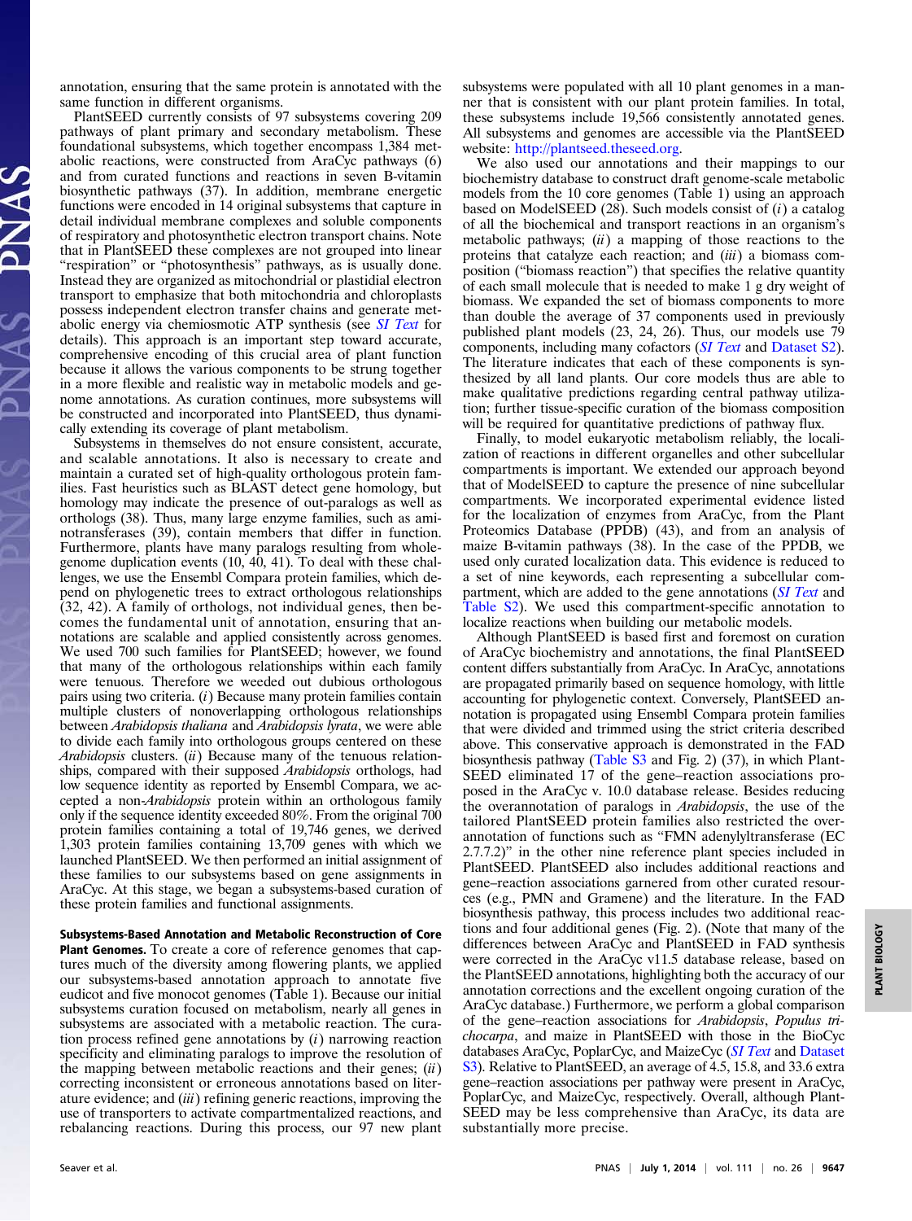annotation, ensuring that the same protein is annotated with the same function in different organisms.

PlantSEED currently consists of 97 subsystems covering 209 pathways of plant primary and secondary metabolism. These foundational subsystems, which together encompass 1,384 metabolic reactions, were constructed from AraCyc pathways (6) and from curated functions and reactions in seven B-vitamin biosynthetic pathways (37). In addition, membrane energetic functions were encoded in 14 original subsystems that capture in detail individual membrane complexes and soluble components of respiratory and photosynthetic electron transport chains. Note that in PlantSEED these complexes are not grouped into linear "respiration" or "photosynthesis" pathways, as is usually done. Instead they are organized as mitochondrial or plastidial electron transport to emphasize that both mitochondria and chloroplasts possess independent electron transfer chains and generate metabolic energy via chemiosmotic ATP synthesis (see *SI Text* for details). This approach is an important step toward accurate, comprehensive encoding of this crucial area of plant function because it allows the various components to be strung together in a more flexible and realistic way in metabolic models and genome annotations. As curation continues, more subsystems will be constructed and incorporated into PlantSEED, thus dynamically extending its coverage of plant metabolism.

Subsystems in themselves do not ensure consistent, accurate, and scalable annotations. It also is necessary to create and maintain a curated set of high-quality orthologous protein families. Fast heuristics such as BLAST detect gene homology, but homology may indicate the presence of out-paralogs as well as orthologs (38). Thus, many large enzyme families, such as aminotransferases (39), contain members that differ in function. Furthermore, plants have many paralogs resulting from whole-genome duplication events (10, 40, 41). To deal with these challenges, we use the Ensembl Compara protein families, which depend on phylogenetic trees to extract orthologous relationships (32, 42). A family of orthologs, not individual genes, then becomes the fundamental unit of annotation, ensuring that annotations are scalable and applied consistently across genomes. We used 700 such families for PlantSEED; however, we found that many of the orthologous relationships within each family were tenuous. Therefore we weeded out dubious orthologous pairs using two criteria. (*i*) Because many protein families contain multiple clusters of nonoverlapping orthologous relationships between *Arabidopsis thaliana* and *Arabidopsis lyrata*, we were able to divide each family into orthologous groups centered on these *Arabidopsis* clusters. (*ii*) Because many of the tenuous relationships, compared with their supposed *Arabidopsis* orthologs, had low sequence identity as reported by Ensembl Compara, we accepted a non-*Arabidopsis* protein within an orthologous family only if the sequence identity exceeded 80%. From the original 700 protein families containing a total of 19,746 genes, we derived 1,303 protein families containing 13,709 genes with which we launched PlantSEED. We then performed an initial assignment of these families to our subsystems based on gene assignments in AraCyc. At this stage, we began a subsystems-based curation of these protein families and functional assignments.

**Subsystems-Based Annotation and Metabolic Reconstruction of Core Plant Genomes.** To create a core of reference genomes that captures much of the diversity among flowering plants, we applied our subsystems-based annotation approach to annotate five eudicot and five monocot genomes (Table 1). Because our initial subsystems curation focused on metabolism, nearly all genes in subsystems are associated with a metabolic reaction. The curation process refined gene annotations by (*i*) narrowing reaction specificity and eliminating paralogs to improve the resolution of the mapping between metabolic reactions and their genes; (*ii*) correcting inconsistent or erroneous annotations based on literature evidence; and (*iii*) refining generic reactions, improving the use of transporters to activate compartmentalized reactions, and rebalancing reactions. During this process, our 97 new plant subsystems were populated with all 10 plant genomes in a manner that is consistent with our plant protein families. In total, these subsystems include 19,566 consistently annotated genes. All subsystems and genomes are accessible via the PlantSEED website: http://plantseed.theseed.org.

We also used our annotations and their mappings to our biochemistry database to construct draft genome-scale metabolic models from the 10 core genomes (Table 1) using an approach based on ModelSEED (28). Such models consist of (*i*) a catalog of all the biochemical and transport reactions in an organism's metabolic pathways; (*ii*) a mapping of those reactions to the proteins that catalyze each reaction; and (*iii*) a biomass composition ("biomass reaction") that specifies the relative quantity of each small molecule that is needed to make 1 g dry weight of biomass. We expanded the set of biomass components to more than double the average of 37 components used in previously published plant models (23, 24, 26). Thus, our models use 79 components, including many cofactors (*SI Text* and Dataset S2). The literature indicates that each of these components is synthesized by all land plants. Our core models thus are able to make qualitative predictions regarding central pathway utilization; further tissue-specific curation of the biomass composition will be required for quantitative predictions of pathway flux.

Finally, to model eukaryotic metabolism reliably, the localization of reactions in different organelles and other subcellular compartments is important. We extended our approach beyond that of ModelSEED to capture the presence of nine subcellular compartments. We incorporated experimental evidence listed for the localization of enzymes from AraCyc, from the Plant Proteomics Database (PPDB) (43), and from an analysis of maize B-vitamin pathways (38). In the case of the PPDB, we used only curated localization data. This evidence is reduced to a set of nine keywords, each representing a subcellular compartment, which are added to the gene annotations (*SI Text* and Table S2). We used this compartment-specific annotation to localize reactions when building our metabolic models.

Although PlantSEED is based first and foremost on curation of AraCyc biochemistry and annotations, the final PlantSEED content differs substantially from AraCyc. In AraCyc, annotations are propagated primarily based on sequence homology, with little accounting for phylogenetic context. Conversely, PlantSEED annotation is propagated using Ensembl Compara protein families that were divided and trimmed using the strict criteria described above. This conservative approach is demonstrated in the FAD biosynthesis pathway (Table S3 and Fig. 2) (37), in which PlantSEED eliminated 17 of the gene–reaction associations proposed in the AraCyc v. 10.0 database release. Besides reducing the overannotation of paralogs in *Arabidopsis*, the use of the tailored PlantSEED protein families also restricted the overannotation of functions such as "FMN adenylyltransferase (EC 2.7.7.2)" in the other nine reference plant species included in PlantSEED. PlantSEED also includes additional reactions and gene–reaction associations garnered from other curated resources (e.g., PMN and Gramene) and the literature. In the FAD biosynthesis pathway, this process includes two additional reactions and four additional genes (Fig. 2). (Note that many of the differences between AraCyc and PlantSEED in FAD synthesis were corrected in the AraCyc v11.5 database release, based on the PlantSEED annotations, highlighting both the accuracy of our annotation corrections and the excellent ongoing curation of the AraCyc database.) Furthermore, we perform a global comparison of the gene–reaction associations for *Arabidopsis*, *Populus trichocarpa*, and maize in PlantSEED with those in the BioCyc databases AraCyc, PoplarCyc, and MaizeCyc (*SI Text* and Dataset S3). Relative to PlantSEED, an average of 4.5, 15.8, and 33.6 extra gene–reaction associations per pathway were present in AraCyc, PoplarCyc, and MaizeCyc, respectively. Overall, although PlantSEED may be less comprehensive than AraCyc, its data are substantially more precise.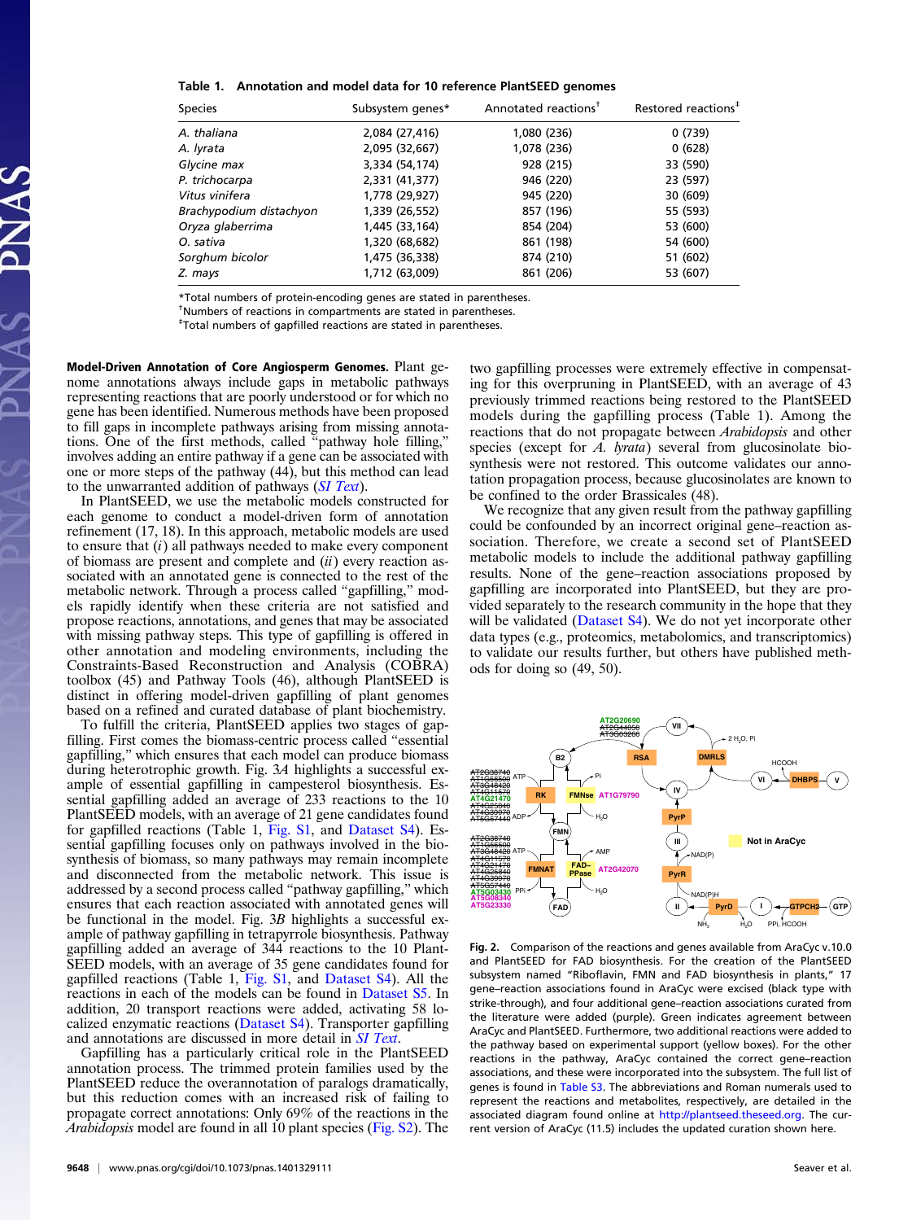**Table 1. Annotation and model data for 10 reference PlantSEED genomes**

| Species | Subsystem genes* | Annotated reactions† | Restored reactions‡ |
|---|---|---|---|
| *A. thaliana* | 2,084 (27,416) | 1,080 (236) | 0 (739) |
| *A. lyrata* | 2,095 (32,667) | 1,078 (236) | 0 (628) |
| *Glycine max* | 3,334 (54,174) | 928 (215) | 33 (590) |
| *P. trichocarpa* | 2,331 (41,377) | 946 (220) | 23 (597) |
| *Vitus vinifera* | 1,778 (29,927) | 945 (220) | 30 (609) |
| *Brachypodium distachyon* | 1,339 (26,552) | 857 (196) | 55 (593) |
| *Oryza glaberrima* | 1,445 (33,164) | 854 (204) | 53 (600) |
| *O. sativa* | 1,320 (68,682) | 861 (198) | 54 (600) |
| *Sorghum bicolor* | 1,475 (36,338) | 874 (210) | 51 (602) |
| *Z. mays* | 1,712 (63,009) | 861 (206) | 53 (607) |

*Total numbers of protein-encoding genes are stated in parentheses.
†Numbers of reactions in compartments are stated in parentheses.
‡Total numbers of gapfilled reactions are stated in parentheses.

**Model-Driven Annotation of Core Angiosperm Genomes.** Plant genome annotations always include gaps in metabolic pathways representing reactions that are poorly understood or for which no gene has been identified. Numerous methods have been proposed to fill gaps in incomplete pathways arising from missing annotations. One of the first methods, called "pathway hole filling," involves adding an entire pathway if a gene can be associated with one or more steps of the pathway (44), but this method can lead to the unwarranted addition of pathways (*SI Text*).

In PlantSEED, we use the metabolic models constructed for each genome to conduct a model-driven form of annotation refinement (17, 18). In this approach, metabolic models are used to ensure that (*i*) all pathways needed to make every component of biomass are present and complete and (*ii*) every reaction associated with an annotated gene is connected to the rest of the metabolic network. Through a process called "gapfilling," models rapidly identify when these criteria are not satisfied and propose reactions, annotations, and genes that may be associated with missing pathway steps. This type of gapfilling is offered in other annotation and modeling environments, including the Constraints-Based Reconstruction and Analysis (COBRA) toolbox (45) and Pathway Tools (46), although PlantSEED is distinct in offering model-driven gapfilling of plant genomes based on a refined and curated database of plant biochemistry.

To fulfill the criteria, PlantSEED applies two stages of gapfilling. First comes the biomass-centric process called "essential gapfilling," which ensures that each model can produce biomass during heterotrophic growth. Fig. 3*A* highlights a successful example of essential gapfilling in campesterol biosynthesis. Essential gapfilling added an average of 233 reactions to the 10 PlantSEED models, with an average of 21 gene candidates found for gapfilled reactions (Table 1, Fig. S1, and Dataset S4). Essential gapfilling focuses only on pathways involved in the biosynthesis of biomass, so many pathways may remain incomplete and disconnected from the metabolic network. This issue is addressed by a second process called "pathway gapfilling," which ensures that each reaction associated with annotated genes will be functional in the model. Fig. 3*B* highlights a successful example of pathway gapfilling in tetrapyrrole biosynthesis. Pathway gapfilling added an average of 344 reactions to the 10 PlantSEED models, with an average of 35 gene candidates found for gapfilled reactions (Table 1, Fig. S1, and Dataset S4). All the reactions in each of the models can be found in Dataset S5. In addition, 20 transport reactions were added, activating 58 localized enzymatic reactions (Dataset S4). Transporter gapfilling and annotations are discussed in more detail in *SI Text*.

Gapfilling has a particularly critical role in the PlantSEED annotation process. The trimmed protein families used by the PlantSEED reduce the overannotation of paralogs dramatically, but this reduction comes with an increased risk of failing to propagate correct annotations: Only 69% of the reactions in the *Arabidopsis* model are found in all 10 plant species (Fig. S2). The two gapfilling processes were extremely effective in compensating for this overpruning in PlantSEED, with an average of 43 previously trimmed reactions being restored to the PlantSEED models during the gapfilling process (Table 1). Among the reactions that do not propagate between *Arabidopsis* and other species (except for *A. lyrata*) several from glucosinolate biosynthesis were not restored. This outcome validates our annotation propagation process, because glucosinolates are known to be confined to the order Brassicales (48).

We recognize that any given result from the pathway gapfilling could be confounded by an incorrect original gene–reaction association. Therefore, we create a second set of PlantSEED metabolic models to include the additional pathway gapfilling results. None of the gene–reaction associations proposed by gapfilling are incorporated into PlantSEED, but they are provided separately to the research community in the hope that they will be validated (Dataset S4). We do not yet incorporate other data types (e.g., proteomics, metabolomics, and transcriptomics) to validate our results further, but others have published methods for doing so (49, 50).

**Fig. 2.** Comparison of the reactions and genes available from AraCyc v.10.0 and PlantSEED for FAD biosynthesis. For the creation of the PlantSEED subsystem named "Riboflavin, FMN and FAD biosynthesis in plants," 17 gene–reaction associations found in AraCyc were excised (black type with strike-through), and four additional gene–reaction associations curated from the literature were added (purple). Green indicates agreement between AraCyc and PlantSEED. Furthermore, two additional reactions were added to the pathway based on experimental support (yellow boxes). For the other reactions in the pathway, AraCyc contained the correct gene–reaction associations, and these were incorporated into the subsystem. The full list of genes is found in Table S3. The abbreviations and Roman numerals used to represent the reactions and metabolites, respectively, are detailed in the associated diagram found online at http://plantseed.theseed.org. The current version of AraCyc (11.5) includes the updated curation shown here.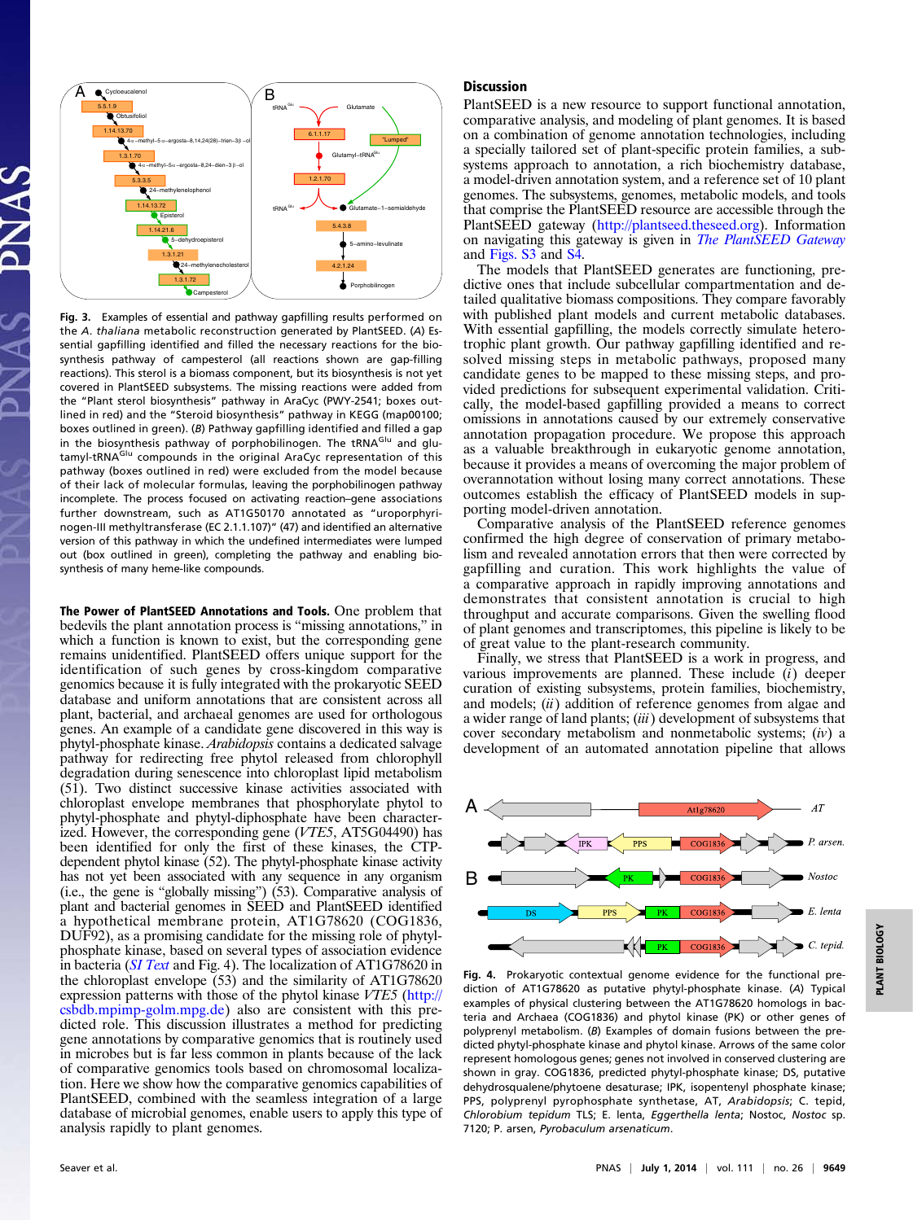A

Cycloeucalenol

5.5.1.9

Obtusifoliol

1.14.13.70

4α-methyl-5α-ergosta-8,14,24(28)-trien-3β-ol

1.3.1.70

4α-methyl-5α-ergosta-8,24-dien-3β-ol

5.3.3.5

24-methylenelophenol

1.14.13.72

Episterol

1.14.21.6

5-dehydroepisterol

1.3.1.21

24-methylenecholesterol

1.3.1.72

Campesterol

B

tRNA$^{Glu}$

Glutamate

6.1.1.17

"Lumped"

Glutamyl-tRNA$^{Glu}$

1.2.1.70

tRNA$^{Glu}$

Glutamate-1-semialdehyde

5.4.3.8

5-amino-levulinate

4.2.1.24

Porphobilinogen

**Fig. 3.** Examples of essential and pathway gapfilling results performed on the *A. thaliana* metabolic reconstruction generated by PlantSEED. (*A*) Essential gapfilling identified and filled the necessary reactions for the biosynthesis pathway of campesterol (all reactions shown are gap-filling reactions). This sterol is a biomass component, but its biosynthesis is not yet covered in PlantSEED subsystems. The missing reactions were added from the "Plant sterol biosynthesis" pathway in AraCyc (PWY-2541; boxes outlined in red) and the "Steroid biosynthesis" pathway in KEGG (map00100; boxes outlined in green). (*B*) Pathway gapfilling identified and filled a gap in the biosynthesis pathway of porphobilinogen. The tRNA$^{Glu}$ and glutamyl-tRNA$^{Glu}$ compounds in the original AraCyc representation of this pathway (boxes outlined in red) were excluded from the model because of their lack of molecular formulas, leaving the porphobilinogen pathway incomplete. The process focused on activating reaction–gene associations further downstream, such as AT1G50170 annotated as "uroporphyrinogen-III methyltransferase (EC 2.1.1.107)" (47) and identified an alternative version of this pathway in which the undefined intermediates were lumped out (box outlined in green), completing the pathway and enabling biosynthesis of many heme-like compounds.

**The Power of PlantSEED Annotations and Tools.** One problem that bedevils the plant annotation process is "missing annotations," in which a function is known to exist, but the corresponding gene remains unidentified. PlantSEED offers unique support for the identification of such genes by cross-kingdom comparative genomics because it is fully integrated with the prokaryotic SEED database and uniform annotations that are consistent across all plant, bacterial, and archaeal genomes are used for orthologous genes. An example of a candidate gene discovered in this way is phytyl-phosphate kinase. *Arabidopsis* contains a dedicated salvage pathway for redirecting free phytol released from chlorophyll degradation during senescence into chloroplast lipid metabolism (51). Two distinct successive kinase activities associated with chloroplast envelope membranes that phosphorylate phytol to phytyl-phosphate and phytyl-diphosphate have been characterized. However, the corresponding gene (*VTE5*, AT5G04490) has been identified for only the first of these kinases, the CTP-dependent phytol kinase (52). The phytyl-phosphate kinase activity has not yet been associated with any sequence in any organism (i.e., the gene is "globally missing") (53). Comparative analysis of plant and bacterial genomes in SEED and PlantSEED identified a hypothetical membrane protein, AT1G78620 (COG1836, DUF92), as a promising candidate for the missing role of phytyl-phosphate kinase, based on several types of association evidence in bacteria (*SI Text* and Fig. 4). The localization of AT1G78620 in the chloroplast envelope (53) and the similarity of AT1G78620 expression patterns with those of the phytol kinase *VTE5* (http://csbdb.mpimp-golm.mpg.de) also are consistent with this predicted role. This discussion illustrates a method for predicting gene annotations by comparative genomics that is routinely used in microbes but is far less common in plants because of the lack of comparative genomics tools based on chromosomal localization. Here we show how the comparative genomics capabilities of PlantSEED, combined with the seamless integration of a large database of microbial genomes, enable users to apply this type of analysis rapidly to plant genomes.

## Discussion

PlantSEED is a new resource to support functional annotation, comparative analysis, and modeling of plant genomes. It is based on a combination of genome annotation technologies, including a specially tailored set of plant-specific protein families, a subsystems approach to annotation, a rich biochemistry database, a model-driven annotation system, and a reference set of 10 plant genomes. The subsystems, genomes, metabolic models, and tools that comprise the PlantSEED resource are accessible through the PlantSEED gateway (http://plantseed.theseed.org). Information on navigating this gateway is given in *The PlantSEED Gateway* and Figs. S3 and S4.

The models that PlantSEED generates are functioning, predictive ones that include subcellular compartmentation and detailed qualitative biomass compositions. They compare favorably with published plant models and current metabolic databases. With essential gapfilling, the models correctly simulate heterotrophic plant growth. Our pathway gapfilling identified and resolved missing steps in metabolic pathways, proposed many candidate genes to be mapped to these missing steps, and provided predictions for subsequent experimental validation. Critically, the model-based gapfilling provided a means to correct omissions in annotations caused by our extremely conservative annotation propagation procedure. We propose this approach as a valuable breakthrough in eukaryotic genome annotation, because it provides a means of overcoming the major problem of overannotation without losing many correct annotations. These outcomes establish the efficacy of PlantSEED models in supporting model-driven annotation.

Comparative analysis of the PlantSEED reference genomes confirmed the high degree of conservation of primary metabolism and revealed annotation errors that then were corrected by gapfilling and curation. This work highlights the value of a comparative approach in rapidly improving annotations and demonstrates that consistent annotation is crucial to high throughput and accurate comparisons. Given the swelling flood of plant genomes and transcriptomes, this pipeline is likely to be of great value to the plant-research community.

Finally, we stress that PlantSEED is a work in progress, and various improvements are planned. These include (*i*) deeper curation of existing subsystems, protein families, biochemistry, and models; (*ii*) addition of reference genomes from algae and a wider range of land plants; (*iii*) development of subsystems that cover secondary metabolism and nonmetabolic systems; (*iv*) a development of an automated annotation pipeline that allows

A

At1g78620

AT

IPK

PPS

COG1836

P. arsen.

B

PK

COG1836

Nostoc

DS

PPS

PK

COG1836

E. lenta

PK

COG1836

C. tepid.

**Fig. 4.** Prokaryotic contextual genome evidence for the functional prediction of AT1G78620 as putative phytyl-phosphate kinase. (*A*) Typical examples of physical clustering between the AT1G78620 homologs in bacteria and Archaea (COG1836) and phytol kinase (PK) or other genes of polyprenol metabolism. (*B*) Examples of domain fusions between the predicted phytyl-phosphate kinase and phytol kinase. Arrows of the same color represent homologous genes; genes not involved in conserved clustering are shown in gray. COG1836, predicted phytyl-phosphate kinase; DS, putative dehydrosqualene/phytoene desaturase; IPK, isopentenyl phosphate kinase; PPS, polyprenyl pyrophosphate synthetase, AT, *Arabidopsis*; C. tepid, *Chlorobium tepidum* TLS; E. lenta, *Eggerthella lenta*; Nostoc, *Nostoc* sp. 7120; P. arsen, *Pyrobaculum arsenaticum*.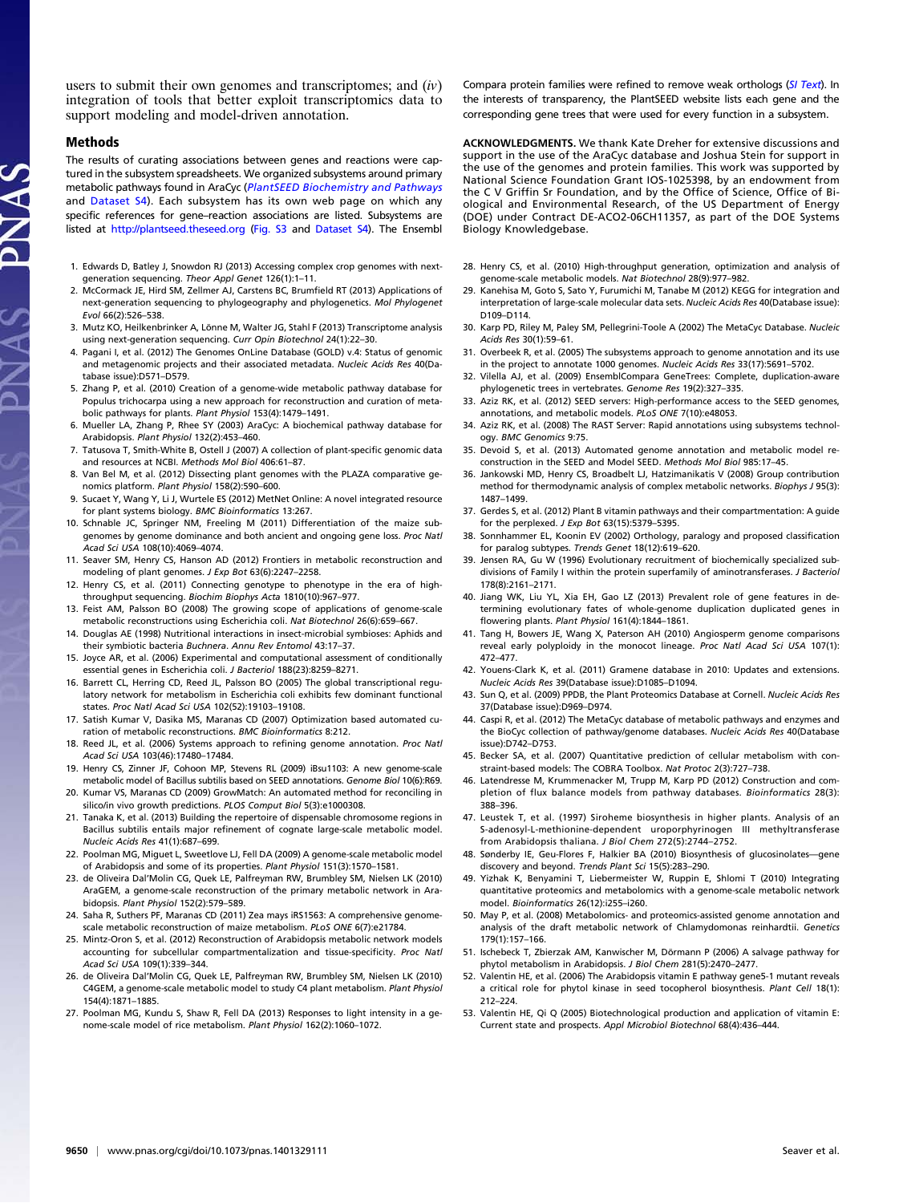users to submit their own genomes and transcriptomes; and (*iv*) integration of tools that better exploit transcriptomics data to support modeling and model-driven annotation.

## Methods

The results of curating associations between genes and reactions were captured in the subsystem spreadsheets. We organized subsystems around primary metabolic pathways found in AraCyc (*PlantSEED Biochemistry and Pathways* and Dataset S4). Each subsystem has its own web page on which any specific references for gene–reaction associations are listed. Subsystems are listed at http://plantseed.theseed.org (Fig. S3 and Dataset S4). The Ensembl Compara protein families were refined to remove weak orthologs (*SI Text*). In the interests of transparency, the PlantSEED website lists each gene and the corresponding gene trees that were used for every function in a subsystem.

**ACKNOWLEDGMENTS.** We thank Kate Dreher for extensive discussions and support in the use of the AraCyc database and Joshua Stein for support in the use of the genomes and protein families. This work was supported by National Science Foundation Grant IOS-1025398, by an endowment from the C V Griffin Sr Foundation, and by the Office of Science, Office of Biological and Environmental Research, of the US Department of Energy (DOE) under Contract DE-ACO2-06CH11357, as part of the DOE Systems Biology Knowledgebase.

1. Edwards D, Batley J, Snowdon RJ (2013) Accessing complex crop genomes with next-generation sequencing. *Theor Appl Genet* 126(1):1–11.
2. McCormack JE, Hird SM, Zellmer AJ, Carstens BC, Brumfield RT (2013) Applications of next-generation sequencing to phylogeography and phylogenetics. *Mol Phylogenet Evol* 66(2):526–538.
3. Mutz KO, Heilkenbrinker A, Lönne M, Walter JG, Stahl F (2013) Transcriptome analysis using next-generation sequencing. *Curr Opin Biotechnol* 24(1):22–30.
4. Pagani I, et al. (2012) The Genomes OnLine Database (GOLD) v.4: Status of genomic and metagenomic projects and their associated metadata. *Nucleic Acids Res* 40(Database issue):D571–D579.
5. Zhang P, et al. (2010) Creation of a genome-wide metabolic pathway database for Populus trichocarpa using a new approach for reconstruction and curation of metabolic pathways for plants. *Plant Physiol* 153(4):1479–1491.
6. Mueller LA, Zhang P, Rhee SY (2003) AraCyc: A biochemical pathway database for Arabidopsis. *Plant Physiol* 132(2):453–460.
7. Tatusova T, Smith-White B, Ostell J (2007) A collection of plant-specific genomic data and resources at NCBI. *Methods Mol Biol* 406:61–87.
8. Van Bel M, et al. (2012) Dissecting plant genomes with the PLAZA comparative genomics platform. *Plant Physiol* 158(2):590–600.
9. Sucaet Y, Wang Y, Li J, Wurtele ES (2012) MetNet Online: A novel integrated resource for plant systems biology. *BMC Bioinformatics* 13:267.
10. Schnable JC, Springer NM, Freeling M (2011) Differentiation of the maize subgenomes by genome dominance and both ancient and ongoing gene loss. *Proc Natl Acad Sci USA* 108(10):4069–4074.
11. Seaver SM, Henry CS, Hanson AD (2012) Frontiers in metabolic reconstruction and modeling of plant genomes. *J Exp Bot* 63(6):2247–2258.
12. Henry CS, et al. (2011) Connecting genotype to phenotype in the era of high-throughput sequencing. *Biochim Biophys Acta* 1810(10):967–977.
13. Feist AM, Palsson BO (2008) The growing scope of applications of genome-scale metabolic reconstructions using Escherichia coli. *Nat Biotechnol* 26(6):659–667.
14. Douglas AE (1998) Nutritional interactions in insect-microbial symbioses: Aphids and their symbiotic bacteria *Buchnera*. *Annu Rev Entomol* 43:17–37.
15. Joyce AR, et al. (2006) Experimental and computational assessment of conditionally essential genes in Escherichia coli. *J Bacteriol* 188(23):8259–8271.
16. Barrett CL, Herring CD, Reed JL, Palsson BO (2005) The global transcriptional regulatory network for metabolism in Escherichia coli exhibits few dominant functional states. *Proc Natl Acad Sci USA* 102(52):19103–19108.
17. Satish Kumar V, Dasika MS, Maranas CD (2007) Optimization based automated curation of metabolic reconstructions. *BMC Bioinformatics* 8:212.
18. Reed JL, et al. (2006) Systems approach to refining genome annotation. *Proc Natl Acad Sci USA* 103(46):17480–17484.
19. Henry CS, Zinner JF, Cohoon MP, Stevens RL (2009) iBsu1103: A new genome-scale metabolic model of Bacillus subtilis based on SEED annotations. *Genome Biol* 10(6):R69.
20. Kumar VS, Maranas CD (2009) GrowMatch: An automated method for reconciling in silico/in vivo growth predictions. *PLOS Comput Biol* 5(3):e1000308.
21. Tanaka K, et al. (2013) Building the repertoire of dispensable chromosome regions in Bacillus subtilis entails major refinement of cognate large-scale metabolic model. *Nucleic Acids Res* 41(1):687–699.
22. Poolman MG, Miguet L, Sweetlove LJ, Fell DA (2009) A genome-scale metabolic model of Arabidopsis and some of its properties. *Plant Physiol* 151(3):1570–1581.
23. de Oliveira Dal'Molin CG, Quek LE, Palfreyman RW, Brumbley SM, Nielsen LK (2010) AraGEM, a genome-scale reconstruction of the primary metabolic network in Arabidopsis. *Plant Physiol* 152(2):579–589.
24. Saha R, Suthers PF, Maranas CD (2011) Zea mays iRS1563: A comprehensive genome-scale metabolic reconstruction of maize metabolism. *PLoS ONE* 6(7):e21784.
25. Mintz-Oron S, et al. (2012) Reconstruction of Arabidopsis metabolic network models accounting for subcellular compartmentalization and tissue-specificity. *Proc Natl Acad Sci USA* 109(1):339–344.
26. de Oliveira Dal'Molin CG, Quek LE, Palfreyman RW, Brumbley SM, Nielsen LK (2010) C4GEM, a genome-scale metabolic model to study C4 plant metabolism. *Plant Physiol* 154(4):1871–1885.
27. Poolman MG, Kundu S, Shaw R, Fell DA (2013) Responses to light intensity in a genome-scale model of rice metabolism. *Plant Physiol* 162(2):1060–1072.
28. Henry CS, et al. (2010) High-throughput generation, optimization and analysis of genome-scale metabolic models. *Nat Biotechnol* 28(9):977–982.
29. Kanehisa M, Goto S, Sato Y, Furumichi M, Tanabe M (2012) KEGG for integration and interpretation of large-scale molecular data sets. *Nucleic Acids Res* 40(Database issue):D109–D114.
30. Karp PD, Riley M, Paley SM, Pellegrini-Toole A (2002) The MetaCyc Database. *Nucleic Acids Res* 30(1):59–61.
31. Overbeek R, et al. (2005) The subsystems approach to genome annotation and its use in the project to annotate 1000 genomes. *Nucleic Acids Res* 33(17):5691–5702.
32. Vilella AJ, et al. (2009) EnsemblCompara GeneTrees: Complete, duplication-aware phylogenetic trees in vertebrates. *Genome Res* 19(2):327–335.
33. Aziz RK, et al. (2012) SEED servers: High-performance access to the SEED genomes, annotations, and metabolic models. *PLoS ONE* 7(10):e48053.
34. Aziz RK, et al. (2008) The RAST Server: Rapid annotations using subsystems technology. *BMC Genomics* 9:75.
35. Devoid S, et al. (2013) Automated genome annotation and metabolic model reconstruction in the SEED and Model SEED. *Methods Mol Biol* 985:17–45.
36. Jankowski MD, Henry CS, Broadbelt LJ, Hatzimanikatis V (2008) Group contribution method for thermodynamic analysis of complex metabolic networks. *Biophys J* 95(3):1487–1499.
37. Gerdes S, et al. (2012) Plant B vitamin pathways and their compartmentation: A guide for the perplexed. *J Exp Bot* 63(15):5379–5395.
38. Sonnhammer EL, Koonin EV (2002) Orthology, paralogy and proposed classification for paralog subtypes. *Trends Genet* 18(12):619–620.
39. Jensen RA, Gu W (1996) Evolutionary recruitment of biochemically specialized subdivisions of Family I within the protein superfamily of aminotransferases. *J Bacteriol* 178(8):2161–2171.
40. Jiang WK, Liu YL, Xia EH, Gao LZ (2013) Prevalent role of gene features in determining evolutionary fates of whole-genome duplication duplicated genes in flowering plants. *Plant Physiol* 161(4):1844–1861.
41. Tang H, Bowers JE, Wang X, Paterson AH (2010) Angiosperm genome comparisons reveal early polyploidy in the monocot lineage. *Proc Natl Acad Sci USA* 107(1):472–477.
42. Youens-Clark K, et al. (2011) Gramene database in 2010: Updates and extensions. *Nucleic Acids Res* 39(Database issue):D1085–D1094.
43. Sun Q, et al. (2009) PPDB, the Plant Proteomics Database at Cornell. *Nucleic Acids Res* 37(Database issue):D969–D974.
44. Caspi R, et al. (2012) The MetaCyc database of metabolic pathways and enzymes and the BioCyc collection of pathway/genome databases. *Nucleic Acids Res* 40(Database issue):D742–D753.
45. Becker SA, et al. (2007) Quantitative prediction of cellular metabolism with constraint-based models: The COBRA Toolbox. *Nat Protoc* 2(3):727–738.
46. Latendresse M, Krummenacker M, Trupp M, Karp PD (2012) Construction and completion of flux balance models from pathway databases. *Bioinformatics* 28(3):388–396.
47. Leustek T, et al. (1997) Siroheme biosynthesis in higher plants. Analysis of an S-adenosyl-L-methionine-dependent uroporphyrinogen III methyltransferase from Arabidopsis thaliana. *J Biol Chem* 272(5):2744–2752.
48. Sønderby IE, Geu-Flores F, Halkier BA (2010) Biosynthesis of glucosinolates—gene discovery and beyond. *Trends Plant Sci* 15(5):283–290.
49. Yizhak K, Benyamini T, Liebermeister W, Ruppin E, Shlomi T (2010) Integrating quantitative proteomics and metabolomics with a genome-scale metabolic network model. *Bioinformatics* 26(12):i255–i260.
50. May P, et al. (2008) Metabolomics- and proteomics-assisted genome annotation and analysis of the draft metabolic network of Chlamydomonas reinhardtii. *Genetics* 179(1):157–166.
51. Ischebeck T, Zbierzak AM, Kanwischer M, Dörmann P (2006) A salvage pathway for phytol metabolism in Arabidopsis. *J Biol Chem* 281(5):2470–2477.
52. Valentin HE, et al. (2006) The Arabidopsis vitamin E pathway gene5-1 mutant reveals a critical role for phytol kinase in seed tocopherol biosynthesis. *Plant Cell* 18(1):212–224.
53. Valentin HE, Qi Q (2005) Biotechnological production and application of vitamin E: Current state and prospects. *Appl Microbiol Biotechnol* 68(4):436–444.